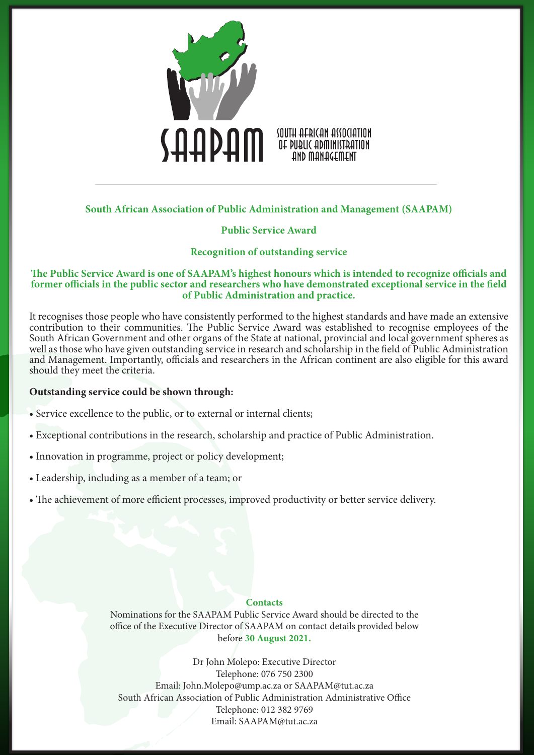SAAPAM

SOUTH AFRICAN ASSOCIATION OF PUBLIC ADMINISTRATION AND MANAGEMENT

---

**South African Association of Public Administration and Management (SAAPAM)**

**Public Service Award**

**Recognition of outstanding service**

**The Public Service Award is one of SAAPAM's highest honours which is intended to recognize officials and former officials in the public sector and researchers who have demonstrated exceptional service in the field of Public Administration and practice.**

It recognises those people who have consistently performed to the highest standards and have made an extensive contribution to their communities. The Public Service Award was established to recognise employees of the South African Government and other organs of the State at national, provincial and local government spheres as well as those who have given outstanding service in research and scholarship in the field of Public Administration and Management. Importantly, officials and researchers in the African continent are also eligible for this award should they meet the criteria.

**Outstanding service could be shown through:**

- Service excellence to the public, or to external or internal clients;
- Exceptional contributions in the research, scholarship and practice of Public Administration.
- Innovation in programme, project or policy development;
- Leadership, including as a member of a team; or
- The achievement of more efficient processes, improved productivity or better service delivery.

**Contacts**

Nominations for the SAAPAM Public Service Award should be directed to the office of the Executive Director of SAAPAM on contact details provided below before **30 August 2021.**

Dr John Molepo: Executive Director
Telephone: 076 750 2300
Email: John.Molepo@ump.ac.za or SAAPAM@tut.ac.za
South African Association of Public Administration Administrative Office
Telephone: 012 382 9769
Email: SAAPAM@tut.ac.za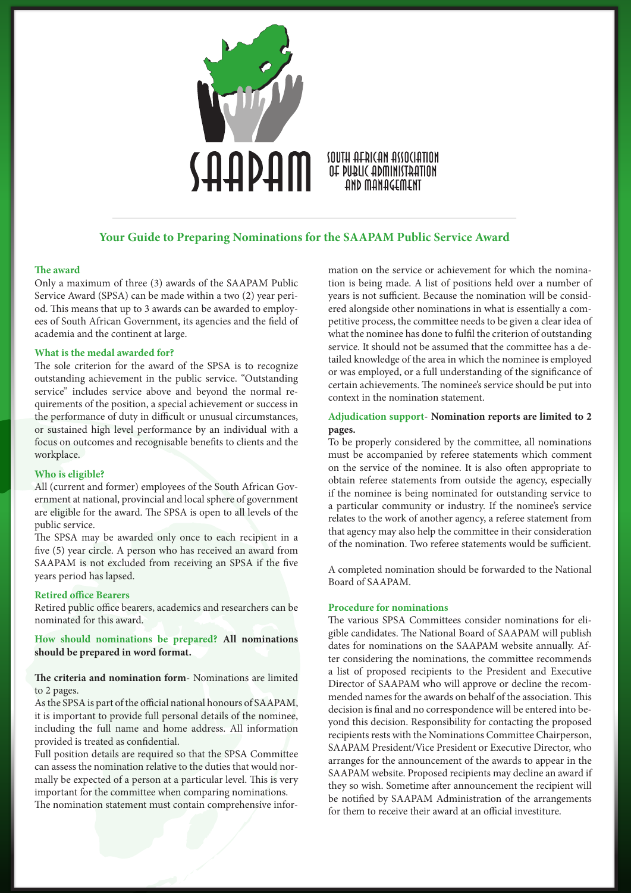SAAPAM

SOUTH AFRICAN ASSOCIATION OF PUBLIC ADMINISTRATION AND MANAGEMENT

## Your Guide to Preparing Nominations for the SAAPAM Public Service Award

### The award

Only a maximum of three (3) awards of the SAAPAM Public Service Award (SPSA) can be made within a two (2) year period. This means that up to 3 awards can be awarded to employees of South African Government, its agencies and the field of academia and the continent at large.

### What is the medal awarded for?

The sole criterion for the award of the SPSA is to recognize outstanding achievement in the public service. "Outstanding service" includes service above and beyond the normal requirements of the position, a special achievement or success in the performance of duty in difficult or unusual circumstances, or sustained high level performance by an individual with a focus on outcomes and recognisable benefits to clients and the workplace.

### Who is eligible?

All (current and former) employees of the South African Government at national, provincial and local sphere of government are eligible for the award. The SPSA is open to all levels of the public service.

The SPSA may be awarded only once to each recipient in a five (5) year circle. A person who has received an award from SAAPAM is not excluded from receiving an SPSA if the five years period has lapsed.

### Retired office Bearers

Retired public office bearers, academics and researchers can be nominated for this award.

**How should nominations be prepared? All nominations should be prepared in word format.**

**The criteria and nomination form**- Nominations are limited to 2 pages.

As the SPSA is part of the official national honours of SAAPAM, it is important to provide full personal details of the nominee, including the full name and home address. All information provided is treated as confidential.

Full position details are required so that the SPSA Committee can assess the nomination relative to the duties that would normally be expected of a person at a particular level. This is very important for the committee when comparing nominations.

The nomination statement must contain comprehensive information on the service or achievement for which the nomination is being made. A list of positions held over a number of years is not sufficient. Because the nomination will be considered alongside other nominations in what is essentially a competitive process, the committee needs to be given a clear idea of what the nominee has done to fulfil the criterion of outstanding service. It should not be assumed that the committee has a detailed knowledge of the area in which the nominee is employed or was employed, or a full understanding of the significance of certain achievements. The nominee's service should be put into context in the nomination statement.

**Adjudication support- Nomination reports are limited to 2 pages.**

To be properly considered by the committee, all nominations must be accompanied by referee statements which comment on the service of the nominee. It is also often appropriate to obtain referee statements from outside the agency, especially if the nominee is being nominated for outstanding service to a particular community or industry. If the nominee's service relates to the work of another agency, a referee statement from that agency may also help the committee in their consideration of the nomination. Two referee statements would be sufficient.

A completed nomination should be forwarded to the National Board of SAAPAM.

### Procedure for nominations

The various SPSA Committees consider nominations for eligible candidates. The National Board of SAAPAM will publish dates for nominations on the SAAPAM website annually. After considering the nominations, the committee recommends a list of proposed recipients to the President and Executive Director of SAAPAM who will approve or decline the recommended names for the awards on behalf of the association. This decision is final and no correspondence will be entered into beyond this decision. Responsibility for contacting the proposed recipients rests with the Nominations Committee Chairperson, SAAPAM President/Vice President or Executive Director, who arranges for the announcement of the awards to appear in the SAAPAM website. Proposed recipients may decline an award if they so wish. Sometime after announcement the recipient will be notified by SAAPAM Administration of the arrangements for them to receive their award at an official investiture.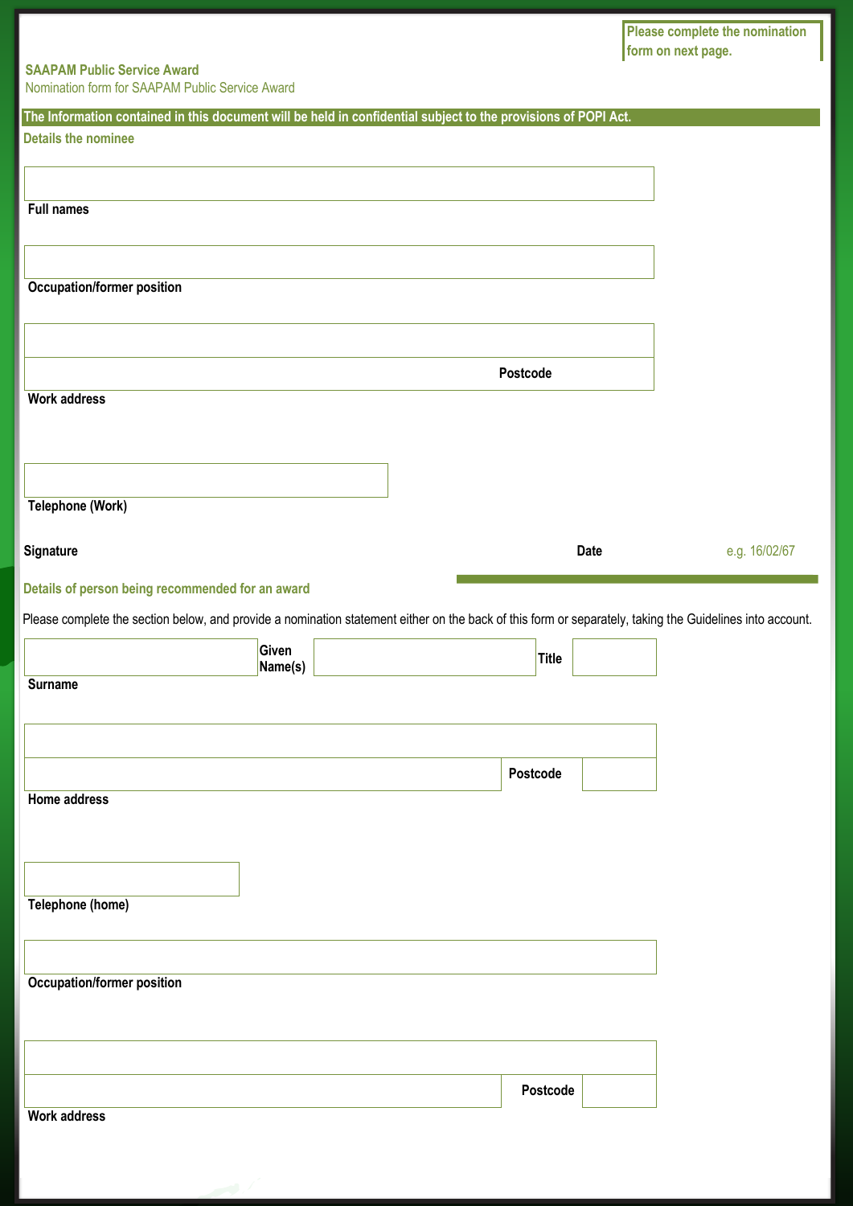Please complete the nomination form on next page.

**SAAPAM Public Service Award**

Nomination form for SAAPAM Public Service Award

**The Information contained in this document will be held in confidential subject to the provisions of POPI Act.**

## Details the nominee

**Full names**

**Occupation/former position**

**Postcode**

**Work address**

**Telephone (Work)**

**Signature** **Date** e.g. 16/02/67

## Details of person being recommended for an award

Please complete the section below, and provide a nomination statement either on the back of this form or separately, taking the Guidelines into account.

**Surname** **Given Name(s)** **Title**

**Postcode**

**Home address**

**Telephone (home)**

**Occupation/former position**

**Postcode**

**Work address**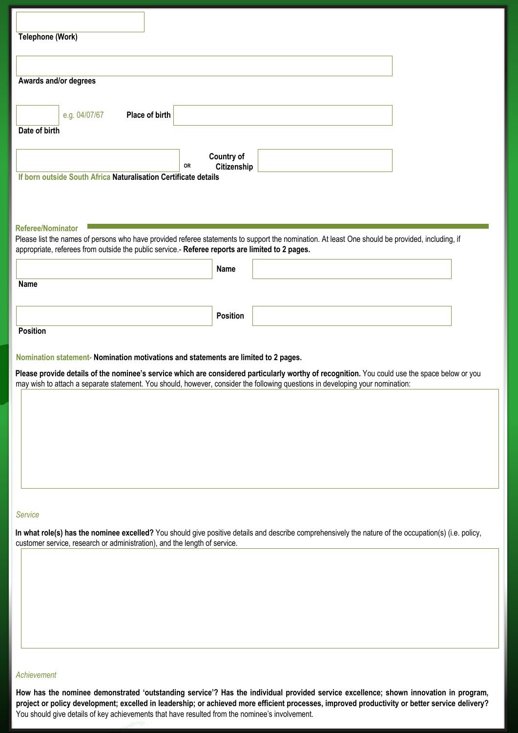Telephone (Work)

Awards and/or degrees

Date of birth e.g. 04/07/67 **Place of birth**

**If born outside South Africa Naturalisation Certificate details** OR **Country of Citizenship**

## Referee/Nominator

Please list the names of persons who have provided referee statements to support the nomination. At least One should be provided, including, if appropriate, referees from outside the public service.- **Referee reports are limited to 2 pages.**

| Name | | Name | |
|---|---|---|---|
| Position | | Position | |

**Nomination statement- Nomination motivations and statements are limited to 2 pages.**

**Please provide details of the nominee's service which are considered particularly worthy of recognition.** You could use the space below or you may wish to attach a separate statement. You should, however, consider the following questions in developing your nomination:

*Service*

**In what role(s) has the nominee excelled?** You should give positive details and describe comprehensively the nature of the occupation(s) (i.e. policy, customer service, research or administration), and the length of service.

*Achievement*

**How has the nominee demonstrated 'outstanding service'? Has the individual provided service excellence; shown innovation in program, project or policy development; excelled in leadership; or achieved more efficient processes, improved productivity or better service delivery?** You should give details of key achievements that have resulted from the nominee's involvement.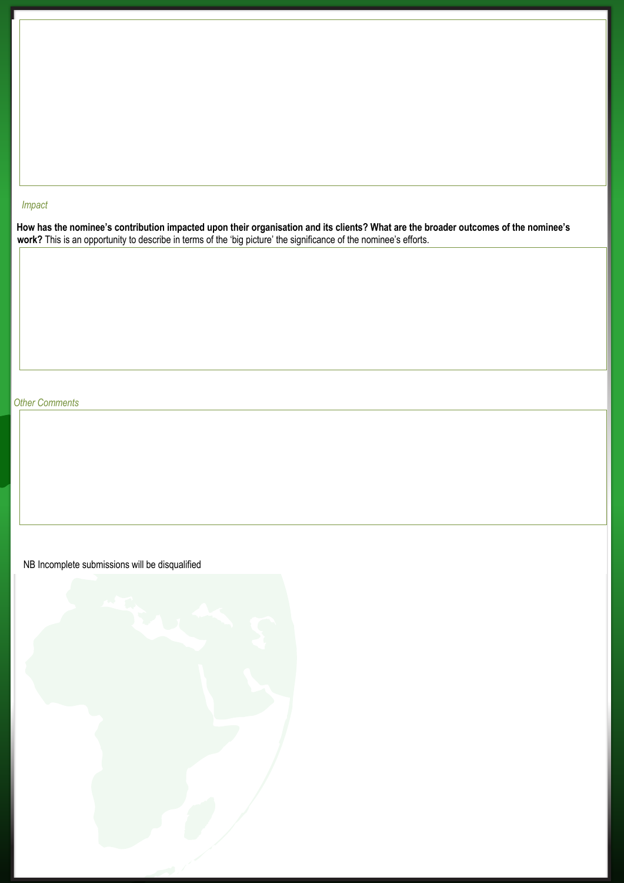*Impact*

**How has the nominee's contribution impacted upon their organisation and its clients? What are the broader outcomes of the nominee's work?** This is an opportunity to describe in terms of the 'big picture' the significance of the nominee's efforts.

*Other Comments*

NB Incomplete submissions will be disqualified